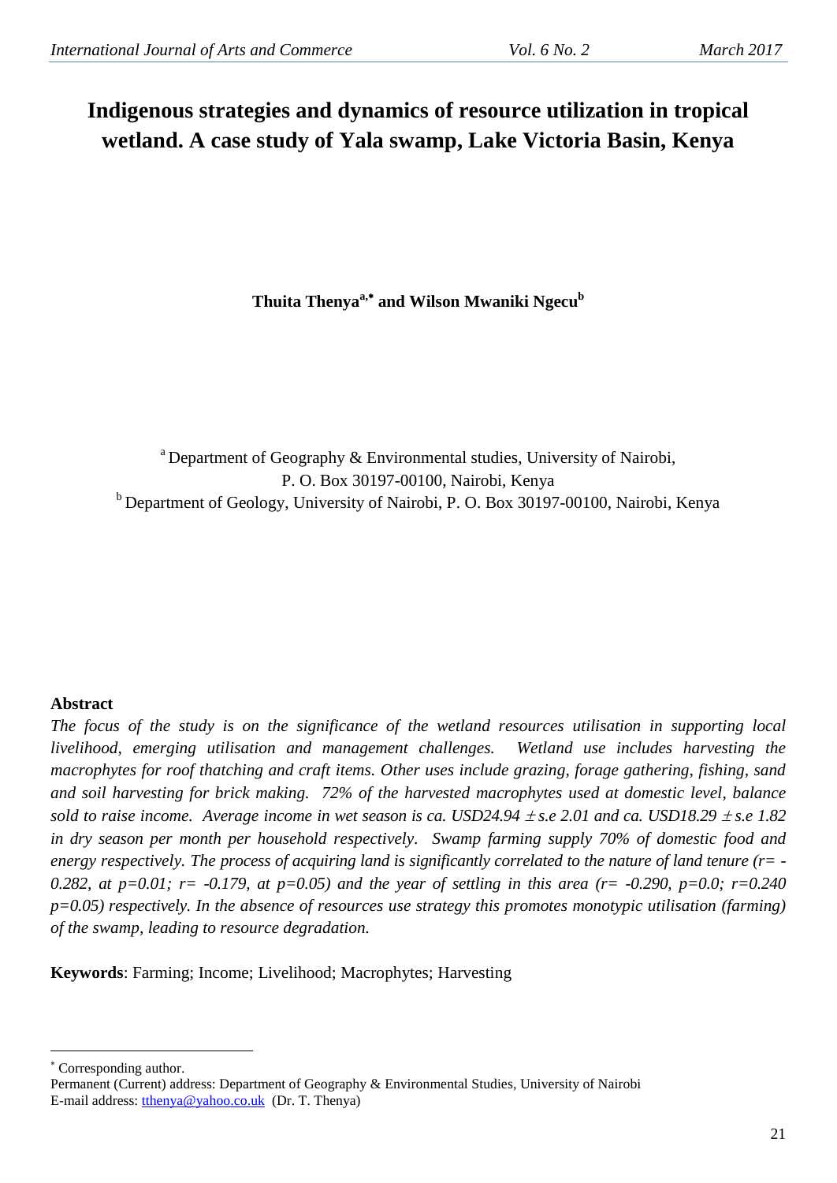# Indigenous strategies and dynamics of resource utilization in tropical wetland. A case study of Yala swamp, Lake Victoria Basin, Kenya

**Thuita Thenya[a,*] and Wilson Mwaniki Ngecu[b]**

[a] Department of Geography & Environmental studies, University of Nairobi, P. O. Box 30197-00100, Nairobi, Kenya

[b] Department of Geology, University of Nairobi, P. O. Box 30197-00100, Nairobi, Kenya

## Abstract

*The focus of the study is on the significance of the wetland resources utilisation in supporting local livelihood, emerging utilisation and management challenges. Wetland use includes harvesting the macrophytes for roof thatching and craft items. Other uses include grazing, forage gathering, fishing, sand and soil harvesting for brick making. 72% of the harvested macrophytes used at domestic level, balance sold to raise income. Average income in wet season is ca. USD24.94 $\pm$ s.e 2.01 and ca. USD18.29 $\pm$ s.e 1.82 in dry season per month per household respectively. Swamp farming supply 70% of domestic food and energy respectively. The process of acquiring land is significantly correlated to the nature of land tenure ($r= -0.282$, at $p=0.01$; $r= -0.179$, at $p=0.05$) and the year of settling in this area ($r= -0.290$, $p=0.0$; $r=0.240$ $p=0.05$) respectively. In the absence of resources use strategy this promotes monotypic utilisation (farming) of the swamp, leading to resource degradation.*

**Keywords**: Farming; Income; Livelihood; Macrophytes; Harvesting

---

[*] Corresponding author.

Permanent (Current) address: Department of Geography & Environmental Studies, University of Nairobi

E-mail address: tthenya@yahoo.co.uk (Dr. T. Thenya)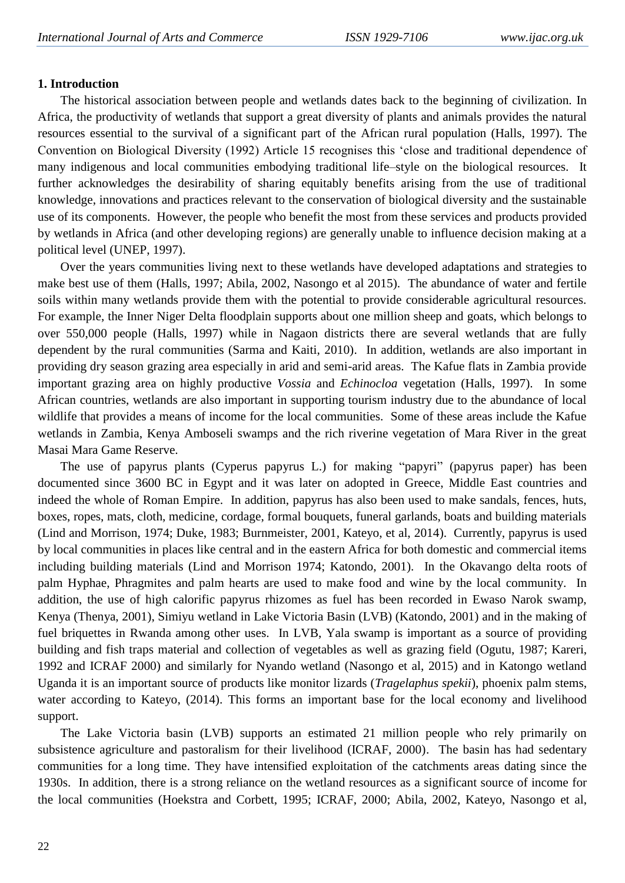## 1. Introduction

The historical association between people and wetlands dates back to the beginning of civilization. In Africa, the productivity of wetlands that support a great diversity of plants and animals provides the natural resources essential to the survival of a significant part of the African rural population (Halls, 1997). The Convention on Biological Diversity (1992) Article 15 recognises this 'close and traditional dependence of many indigenous and local communities embodying traditional life–style on the biological resources. It further acknowledges the desirability of sharing equitably benefits arising from the use of traditional knowledge, innovations and practices relevant to the conservation of biological diversity and the sustainable use of its components. However, the people who benefit the most from these services and products provided by wetlands in Africa (and other developing regions) are generally unable to influence decision making at a political level (UNEP, 1997).

Over the years communities living next to these wetlands have developed adaptations and strategies to make best use of them (Halls, 1997; Abila, 2002, Nasongo et al 2015). The abundance of water and fertile soils within many wetlands provide them with the potential to provide considerable agricultural resources. For example, the Inner Niger Delta floodplain supports about one million sheep and goats, which belongs to over 550,000 people (Halls, 1997) while in Nagaon districts there are several wetlands that are fully dependent by the rural communities (Sarma and Kaiti, 2010). In addition, wetlands are also important in providing dry season grazing area especially in arid and semi-arid areas. The Kafue flats in Zambia provide important grazing area on highly productive *Vossia* and *Echinocloa* vegetation (Halls, 1997). In some African countries, wetlands are also important in supporting tourism industry due to the abundance of local wildlife that provides a means of income for the local communities. Some of these areas include the Kafue wetlands in Zambia, Kenya Amboseli swamps and the rich riverine vegetation of Mara River in the great Masai Mara Game Reserve.

The use of papyrus plants (Cyperus papyrus L.) for making "papyri" (papyrus paper) has been documented since 3600 BC in Egypt and it was later on adopted in Greece, Middle East countries and indeed the whole of Roman Empire. In addition, papyrus has also been used to make sandals, fences, huts, boxes, ropes, mats, cloth, medicine, cordage, formal bouquets, funeral garlands, boats and building materials (Lind and Morrison, 1974; Duke, 1983; Burnmeister, 2001, Kateyo, et al, 2014). Currently, papyrus is used by local communities in places like central and in the eastern Africa for both domestic and commercial items including building materials (Lind and Morrison 1974; Katondo, 2001). In the Okavango delta roots of palm Hyphae, Phragmites and palm hearts are used to make food and wine by the local community. In addition, the use of high calorific papyrus rhizomes as fuel has been recorded in Ewaso Narok swamp, Kenya (Thenya, 2001), Simiyu wetland in Lake Victoria Basin (LVB) (Katondo, 2001) and in the making of fuel briquettes in Rwanda among other uses. In LVB, Yala swamp is important as a source of providing building and fish traps material and collection of vegetables as well as grazing field (Ogutu, 1987; Kareri, 1992 and ICRAF 2000) and similarly for Nyando wetland (Nasongo et al, 2015) and in Katongo wetland Uganda it is an important source of products like monitor lizards (*Tragelaphus spekii*), phoenix palm stems, water according to Kateyo, (2014). This forms an important base for the local economy and livelihood support.

The Lake Victoria basin (LVB) supports an estimated 21 million people who rely primarily on subsistence agriculture and pastoralism for their livelihood (ICRAF, 2000). The basin has had sedentary communities for a long time. They have intensified exploitation of the catchments areas dating since the 1930s. In addition, there is a strong reliance on the wetland resources as a significant source of income for the local communities (Hoekstra and Corbett, 1995; ICRAF, 2000; Abila, 2002, Kateyo, Nasongo et al,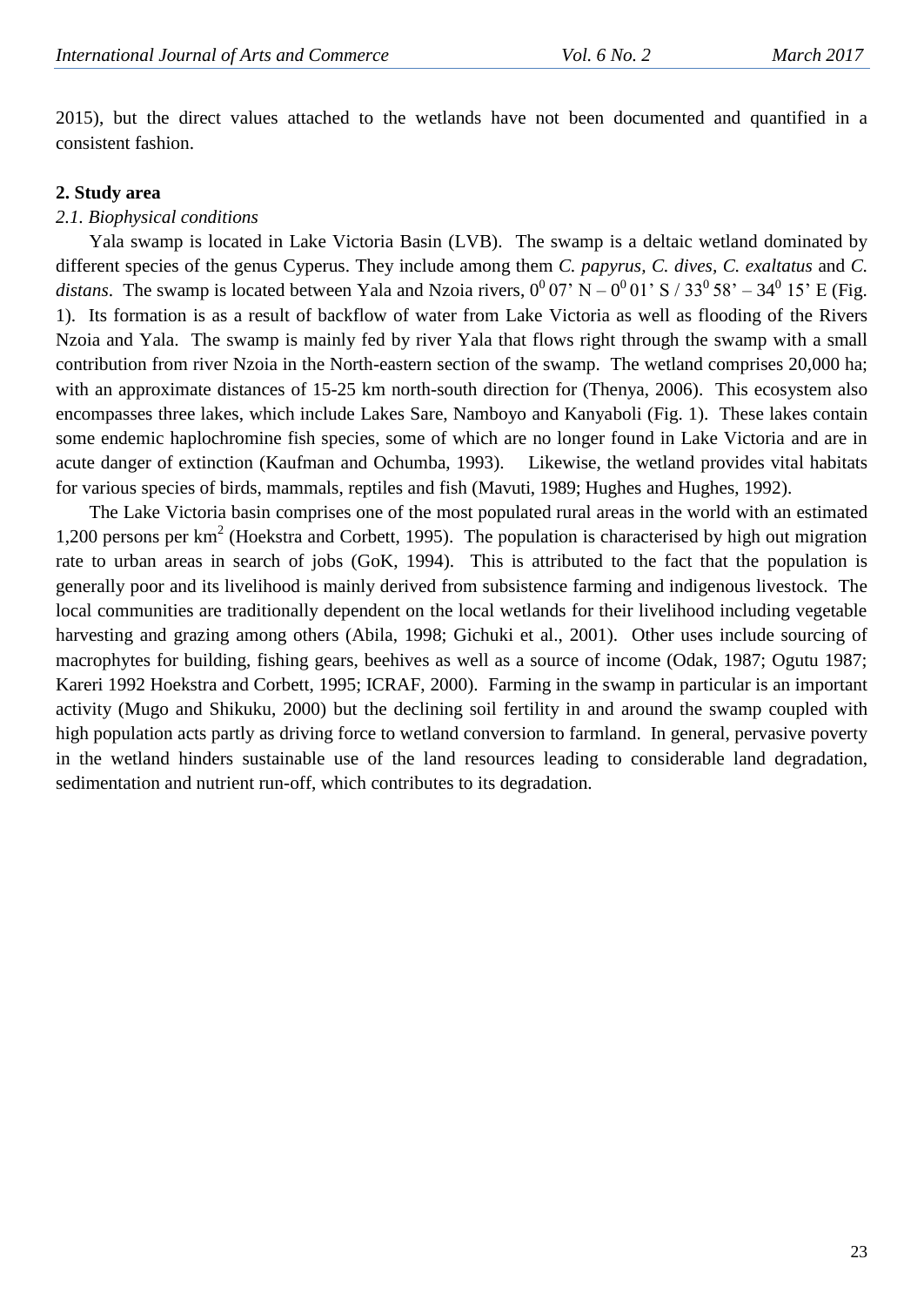2015), but the direct values attached to the wetlands have not been documented and quantified in a consistent fashion.

**2. Study area**

*2.1. Biophysical conditions*

Yala swamp is located in Lake Victoria Basin (LVB). The swamp is a deltaic wetland dominated by different species of the genus Cyperus. They include among them *C. papyrus, C. dives, C. exaltatus* and *C. distans*. The swamp is located between Yala and Nzoia rivers, $0^0$ 07' N – $0^0$ 01' S / $33^0$ 58' – $34^0$ 15' E (Fig. 1). Its formation is as a result of backflow of water from Lake Victoria as well as flooding of the Rivers Nzoia and Yala. The swamp is mainly fed by river Yala that flows right through the swamp with a small contribution from river Nzoia in the North-eastern section of the swamp. The wetland comprises 20,000 ha; with an approximate distances of 15-25 km north-south direction for (Thenya, 2006). This ecosystem also encompasses three lakes, which include Lakes Sare, Namboyo and Kanyaboli (Fig. 1). These lakes contain some endemic haplochromine fish species, some of which are no longer found in Lake Victoria and are in acute danger of extinction (Kaufman and Ochumba, 1993). Likewise, the wetland provides vital habitats for various species of birds, mammals, reptiles and fish (Mavuti, 1989; Hughes and Hughes, 1992).

The Lake Victoria basin comprises one of the most populated rural areas in the world with an estimated 1,200 persons per $km^2$ (Hoekstra and Corbett, 1995). The population is characterised by high out migration rate to urban areas in search of jobs (GoK, 1994). This is attributed to the fact that the population is generally poor and its livelihood is mainly derived from subsistence farming and indigenous livestock. The local communities are traditionally dependent on the local wetlands for their livelihood including vegetable harvesting and grazing among others (Abila, 1998; Gichuki et al., 2001). Other uses include sourcing of macrophytes for building, fishing gears, beehives as well as a source of income (Odak, 1987; Ogutu 1987; Kareri 1992 Hoekstra and Corbett, 1995; ICRAF, 2000). Farming in the swamp in particular is an important activity (Mugo and Shikuku, 2000) but the declining soil fertility in and around the swamp coupled with high population acts partly as driving force to wetland conversion to farmland. In general, pervasive poverty in the wetland hinders sustainable use of the land resources leading to considerable land degradation, sedimentation and nutrient run-off, which contributes to its degradation.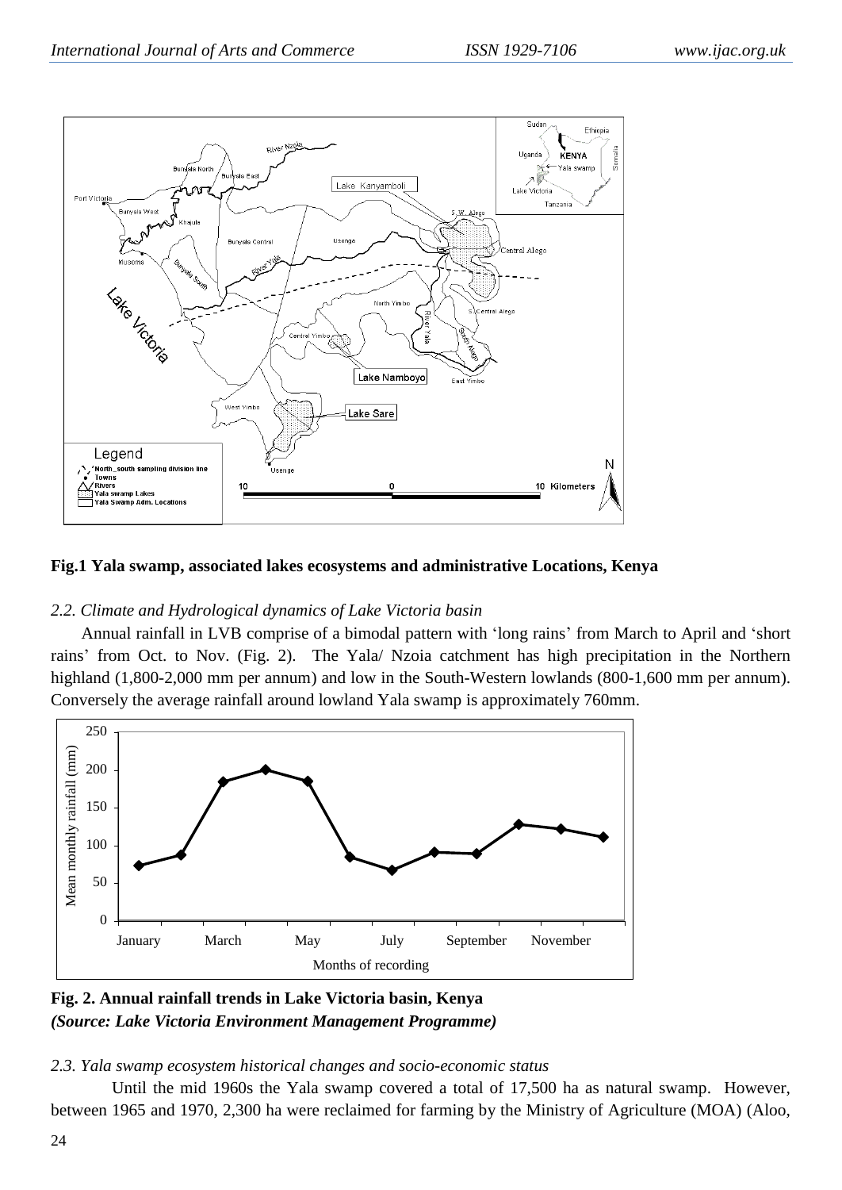**Fig.1 Yala swamp, associated lakes ecosystems and administrative Locations, Kenya**

### *2.2. Climate and Hydrological dynamics of Lake Victoria basin*

Annual rainfall in LVB comprise of a bimodal pattern with 'long rains' from March to April and 'short rains' from Oct. to Nov. (Fig. 2). The Yala/ Nzoia catchment has high precipitation in the Northern highland (1,800-2,000 mm per annum) and low in the South-Western lowlands (800-1,600 mm per annum). Conversely the average rainfall around lowland Yala swamp is approximately 760mm.

**Fig. 2. Annual rainfall trends in Lake Victoria basin, Kenya**
***(Source: Lake Victoria Environment Management Programme)***

### *2.3. Yala swamp ecosystem historical changes and socio-economic status*

Until the mid 1960s the Yala swamp covered a total of 17,500 ha as natural swamp. However, between 1965 and 1970, 2,300 ha were reclaimed for farming by the Ministry of Agriculture (MOA) (Aloo,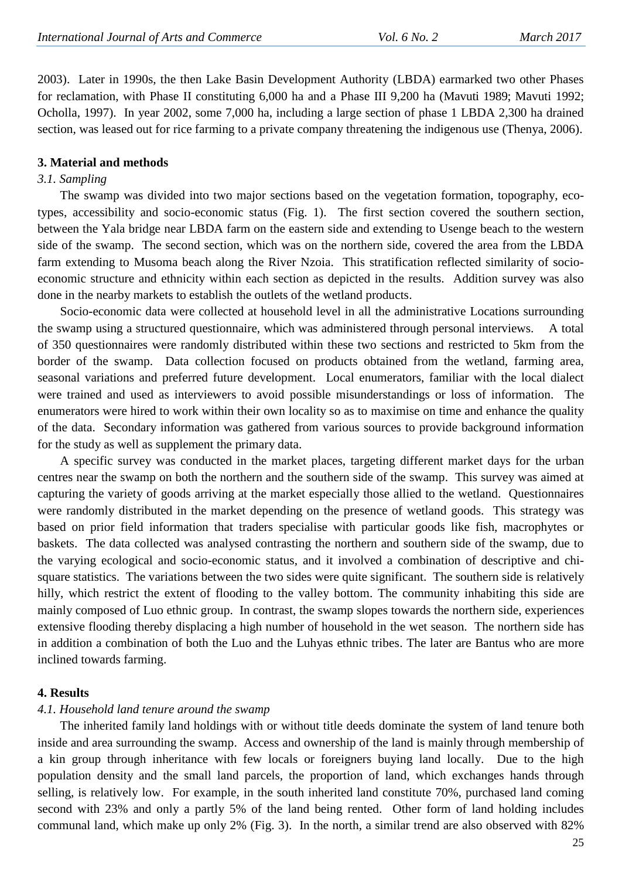2003). Later in 1990s, the then Lake Basin Development Authority (LBDA) earmarked two other Phases for reclamation, with Phase II constituting 6,000 ha and a Phase III 9,200 ha (Mavuti 1989; Mavuti 1992; Ocholla, 1997). In year 2002, some 7,000 ha, including a large section of phase 1 LBDA 2,300 ha drained section, was leased out for rice farming to a private company threatening the indigenous use (Thenya, 2006).

## 3. Material and methods

### *3.1. Sampling*

The swamp was divided into two major sections based on the vegetation formation, topography, eco-types, accessibility and socio-economic status (Fig. 1). The first section covered the southern section, between the Yala bridge near LBDA farm on the eastern side and extending to Usenge beach to the western side of the swamp. The second section, which was on the northern side, covered the area from the LBDA farm extending to Musoma beach along the River Nzoia. This stratification reflected similarity of socio-economic structure and ethnicity within each section as depicted in the results. Addition survey was also done in the nearby markets to establish the outlets of the wetland products.

Socio-economic data were collected at household level in all the administrative Locations surrounding the swamp using a structured questionnaire, which was administered through personal interviews. A total of 350 questionnaires were randomly distributed within these two sections and restricted to 5km from the border of the swamp. Data collection focused on products obtained from the wetland, farming area, seasonal variations and preferred future development. Local enumerators, familiar with the local dialect were trained and used as interviewers to avoid possible misunderstandings or loss of information. The enumerators were hired to work within their own locality so as to maximise on time and enhance the quality of the data. Secondary information was gathered from various sources to provide background information for the study as well as supplement the primary data.

A specific survey was conducted in the market places, targeting different market days for the urban centres near the swamp on both the northern and the southern side of the swamp. This survey was aimed at capturing the variety of goods arriving at the market especially those allied to the wetland. Questionnaires were randomly distributed in the market depending on the presence of wetland goods. This strategy was based on prior field information that traders specialise with particular goods like fish, macrophytes or baskets. The data collected was analysed contrasting the northern and southern side of the swamp, due to the varying ecological and socio-economic status, and it involved a combination of descriptive and chi-square statistics. The variations between the two sides were quite significant. The southern side is relatively hilly, which restrict the extent of flooding to the valley bottom. The community inhabiting this side are mainly composed of Luo ethnic group. In contrast, the swamp slopes towards the northern side, experiences extensive flooding thereby displacing a high number of household in the wet season. The northern side has in addition a combination of both the Luo and the Luhyas ethnic tribes. The later are Bantus who are more inclined towards farming.

## 4. Results

### *4.1. Household land tenure around the swamp*

The inherited family land holdings with or without title deeds dominate the system of land tenure both inside and area surrounding the swamp. Access and ownership of the land is mainly through membership of a kin group through inheritance with few locals or foreigners buying land locally. Due to the high population density and the small land parcels, the proportion of land, which exchanges hands through selling, is relatively low. For example, in the south inherited land constitute 70%, purchased land coming second with 23% and only a partly 5% of the land being rented. Other form of land holding includes communal land, which make up only 2% (Fig. 3). In the north, a similar trend are also observed with 82%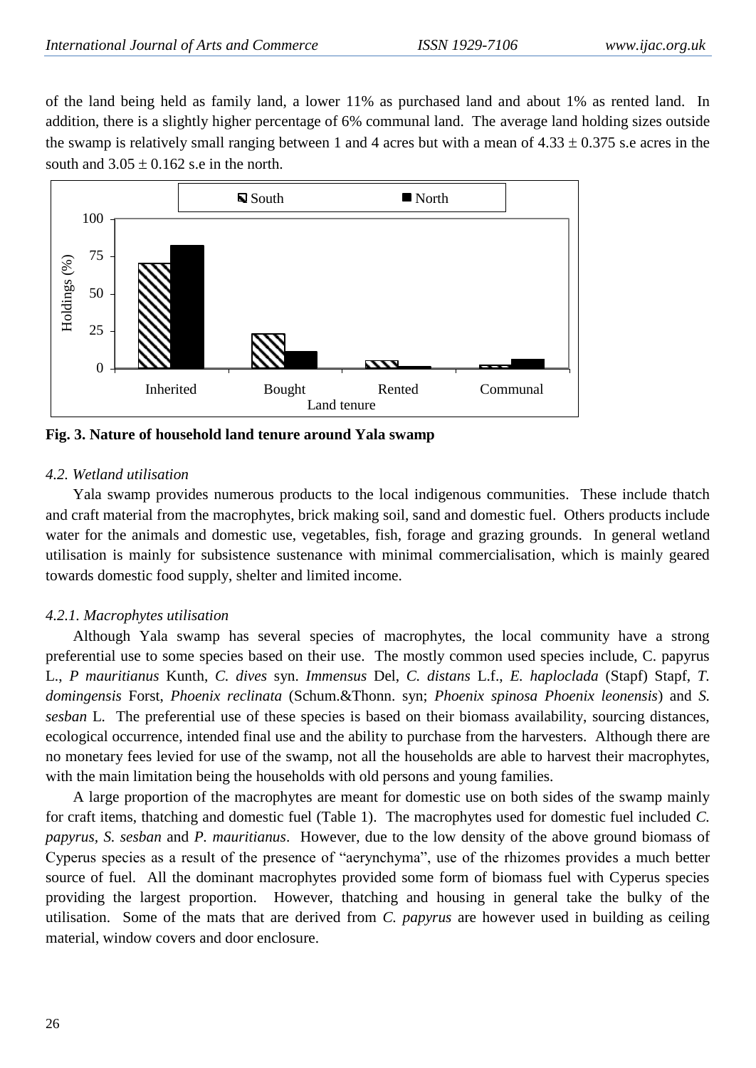of the land being held as family land, a lower 11% as purchased land and about 1% as rented land. In addition, there is a slightly higher percentage of 6% communal land. The average land holding sizes outside the swamp is relatively small ranging between 1 and 4 acres but with a mean of $4.33 \pm 0.375$ s.e acres in the south and $3.05 \pm 0.162$ s.e in the north.

**Fig. 3. Nature of household land tenure around Yala swamp**

*4.2. Wetland utilisation*

Yala swamp provides numerous products to the local indigenous communities. These include thatch and craft material from the macrophytes, brick making soil, sand and domestic fuel. Others products include water for the animals and domestic use, vegetables, fish, forage and grazing grounds. In general wetland utilisation is mainly for subsistence sustenance with minimal commercialisation, which is mainly geared towards domestic food supply, shelter and limited income.

*4.2.1. Macrophytes utilisation*

Although Yala swamp has several species of macrophytes, the local community have a strong preferential use to some species based on their use. The mostly common used species include, C. papyrus L., *P mauritianus* Kunth, *C. dives* syn. *Immensus* Del, *C. distans* L.f., *E. haploclada* (Stapf) Stapf, *T. domingensis* Forst, *Phoenix reclinata* (Schum.&Thonn. syn; *Phoenix spinosa Phoenix leonensis*) and *S. sesban* L. The preferential use of these species is based on their biomass availability, sourcing distances, ecological occurrence, intended final use and the ability to purchase from the harvesters. Although there are no monetary fees levied for use of the swamp, not all the households are able to harvest their macrophytes, with the main limitation being the households with old persons and young families.

A large proportion of the macrophytes are meant for domestic use on both sides of the swamp mainly for craft items, thatching and domestic fuel (Table 1). The macrophytes used for domestic fuel included *C. papyrus, S. sesban* and *P. mauritianus*. However, due to the low density of the above ground biomass of Cyperus species as a result of the presence of "aerynchyma", use of the rhizomes provides a much better source of fuel. All the dominant macrophytes provided some form of biomass fuel with Cyperus species providing the largest proportion. However, thatching and housing in general take the bulky of the utilisation. Some of the mats that are derived from *C. papyrus* are however used in building as ceiling material, window covers and door enclosure.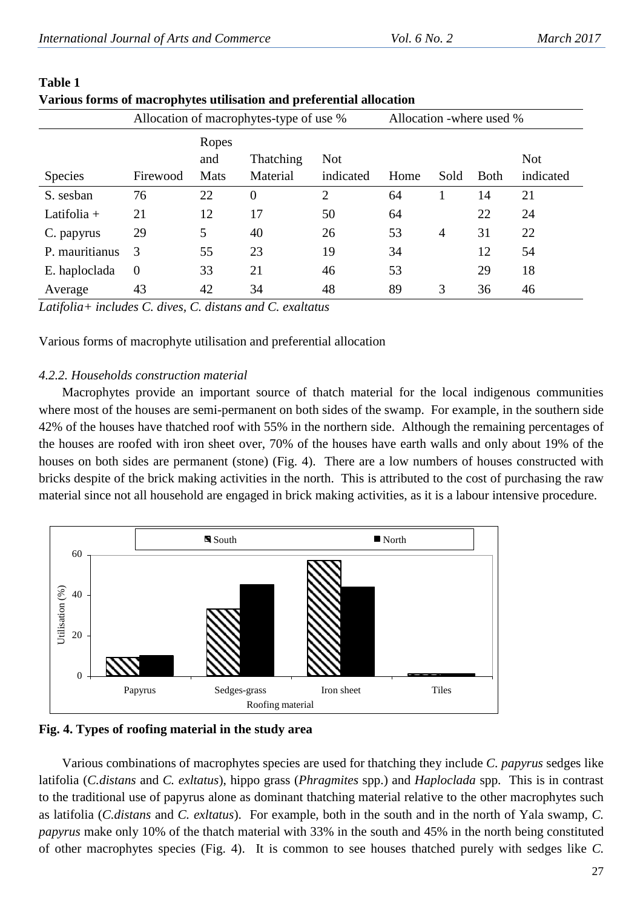**Table 1**
**Various forms of macrophytes utilisation and preferential allocation**

| | Allocation of macrophytes-type of use % | | | | Allocation -where used % | | | |
|---|---|---|---|---|---|---|---|---|
| Species | Firewood | Ropes and Mats | Thatching Material | Not indicated | Home | Sold | Both | Not indicated |
| S. sesban | 76 | 22 | 0 | 2 | 64 | 1 | 14 | 21 |
| Latifolia + | 21 | 12 | 17 | 50 | 64 | | 22 | 24 |
| C. papyrus | 29 | 5 | 40 | 26 | 53 | 4 | 31 | 22 |
| P. mauritianus | 3 | 55 | 23 | 19 | 34 | | 12 | 54 |
| E. haploclada | 0 | 33 | 21 | 46 | 53 | | 29 | 18 |
| Average | 43 | 42 | 34 | 48 | 89 | 3 | 36 | 46 |

*Latifolia+ includes C. dives, C. distans and C. exaltatus*

Various forms of macrophyte utilisation and preferential allocation

*4.2.2. Households construction material*

Macrophytes provide an important source of thatch material for the local indigenous communities where most of the houses are semi-permanent on both sides of the swamp. For example, in the southern side 42% of the houses have thatched roof with 55% in the northern side. Although the remaining percentages of the houses are roofed with iron sheet over, 70% of the houses have earth walls and only about 19% of the houses on both sides are permanent (stone) (Fig. 4). There are a low numbers of houses constructed with bricks despite of the brick making activities in the north. This is attributed to the cost of purchasing the raw material since not all household are engaged in brick making activities, as it is a labour intensive procedure.

**Fig. 4. Types of roofing material in the study area**

Various combinations of macrophytes species are used for thatching they include *C. papyrus* sedges like latifolia (*C.distans* and *C. exltatus*), hippo grass (*Phragmites* spp.) and *Haploclada* spp. This is in contrast to the traditional use of papyrus alone as dominant thatching material relative to the other macrophytes such as latifolia (*C.distans* and *C. exltatus*). For example, both in the south and in the north of Yala swamp, *C. papyrus* make only 10% of the thatch material with 33% in the south and 45% in the north being constituted of other macrophytes species (Fig. 4). It is common to see houses thatched purely with sedges like *C.*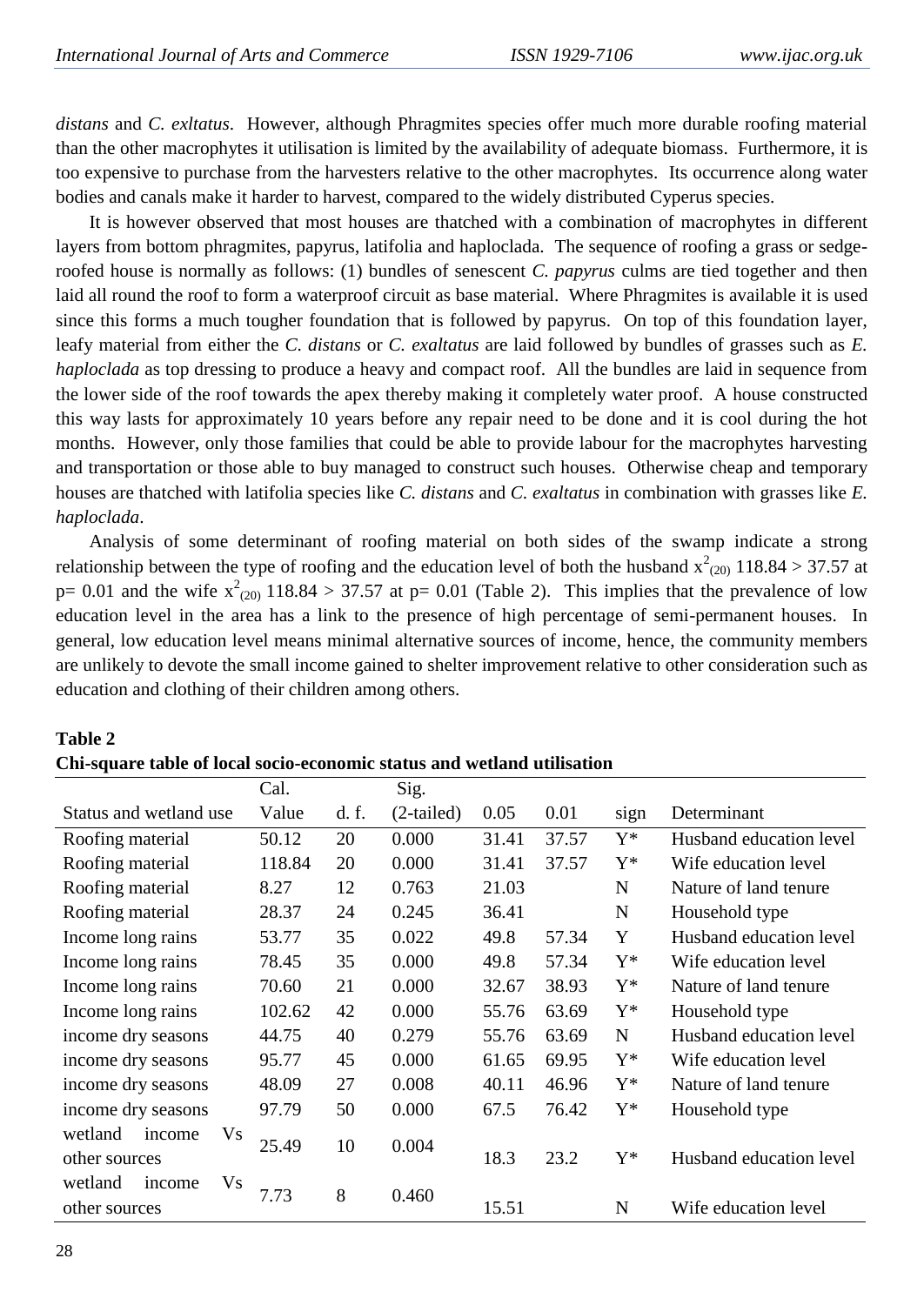*distans* and *C. exltatus*. However, although Phragmites species offer much more durable roofing material than the other macrophytes it utilisation is limited by the availability of adequate biomass. Furthermore, it is too expensive to purchase from the harvesters relative to the other macrophytes. Its occurrence along water bodies and canals make it harder to harvest, compared to the widely distributed Cyperus species.

It is however observed that most houses are thatched with a combination of macrophytes in different layers from bottom phragmites, papyrus, latifolia and haploclada. The sequence of roofing a grass or sedge-roofed house is normally as follows: (1) bundles of senescent *C. papyrus* culms are tied together and then laid all round the roof to form a waterproof circuit as base material. Where Phragmites is available it is used since this forms a much tougher foundation that is followed by papyrus. On top of this foundation layer, leafy material from either the *C. distans* or *C. exaltatus* are laid followed by bundles of grasses such as *E. haploclada* as top dressing to produce a heavy and compact roof. All the bundles are laid in sequence from the lower side of the roof towards the apex thereby making it completely water proof. A house constructed this way lasts for approximately 10 years before any repair need to be done and it is cool during the hot months. However, only those families that could be able to provide labour for the macrophytes harvesting and transportation or those able to buy managed to construct such houses. Otherwise cheap and temporary houses are thatched with latifolia species like *C. distans* and *C. exaltatus* in combination with grasses like *E. haploclada*.

Analysis of some determinant of roofing material on both sides of the swamp indicate a strong relationship between the type of roofing and the education level of both the husband $x^2_{(20)}$ 118.84 > 37.57 at p= 0.01 and the wife $x^2_{(20)}$ 118.84 > 37.57 at p= 0.01 (Table 2). This implies that the prevalence of low education level in the area has a link to the presence of high percentage of semi-permanent houses. In general, low education level means minimal alternative sources of income, hence, the community members are unlikely to devote the small income gained to shelter improvement relative to other consideration such as education and clothing of their children among others.

**Table 2**
**Chi-square table of local socio-economic status and wetland utilisation**

| Status and wetland use | Cal. Value | d. f. | Sig. (2-tailed) | 0.05 | 0.01 | sign | Determinant |
|---|---|---|---|---|---|---|---|
| Roofing material | 50.12 | 20 | 0.000 | 31.41 | 37.57 | Y* | Husband education level |
| Roofing material | 118.84 | 20 | 0.000 | 31.41 | 37.57 | Y* | Wife education level |
| Roofing material | 8.27 | 12 | 0.763 | 21.03 | | N | Nature of land tenure |
| Roofing material | 28.37 | 24 | 0.245 | 36.41 | | N | Household type |
| Income long rains | 53.77 | 35 | 0.022 | 49.8 | 57.34 | Y | Husband education level |
| Income long rains | 78.45 | 35 | 0.000 | 49.8 | 57.34 | Y* | Wife education level |
| Income long rains | 70.60 | 21 | 0.000 | 32.67 | 38.93 | Y* | Nature of land tenure |
| Income long rains | 102.62 | 42 | 0.000 | 55.76 | 63.69 | Y* | Household type |
| income dry seasons | 44.75 | 40 | 0.279 | 55.76 | 63.69 | N | Husband education level |
| income dry seasons | 95.77 | 45 | 0.000 | 61.65 | 69.95 | Y* | Wife education level |
| income dry seasons | 48.09 | 27 | 0.008 | 40.11 | 46.96 | Y* | Nature of land tenure |
| income dry seasons | 97.79 | 50 | 0.000 | 67.5 | 76.42 | Y* | Household type |
| wetland income Vs other sources | 25.49 | 10 | 0.004 | 18.3 | 23.2 | Y* | Husband education level |
| wetland income Vs other sources | 7.73 | 8 | 0.460 | 15.51 | | N | Wife education level |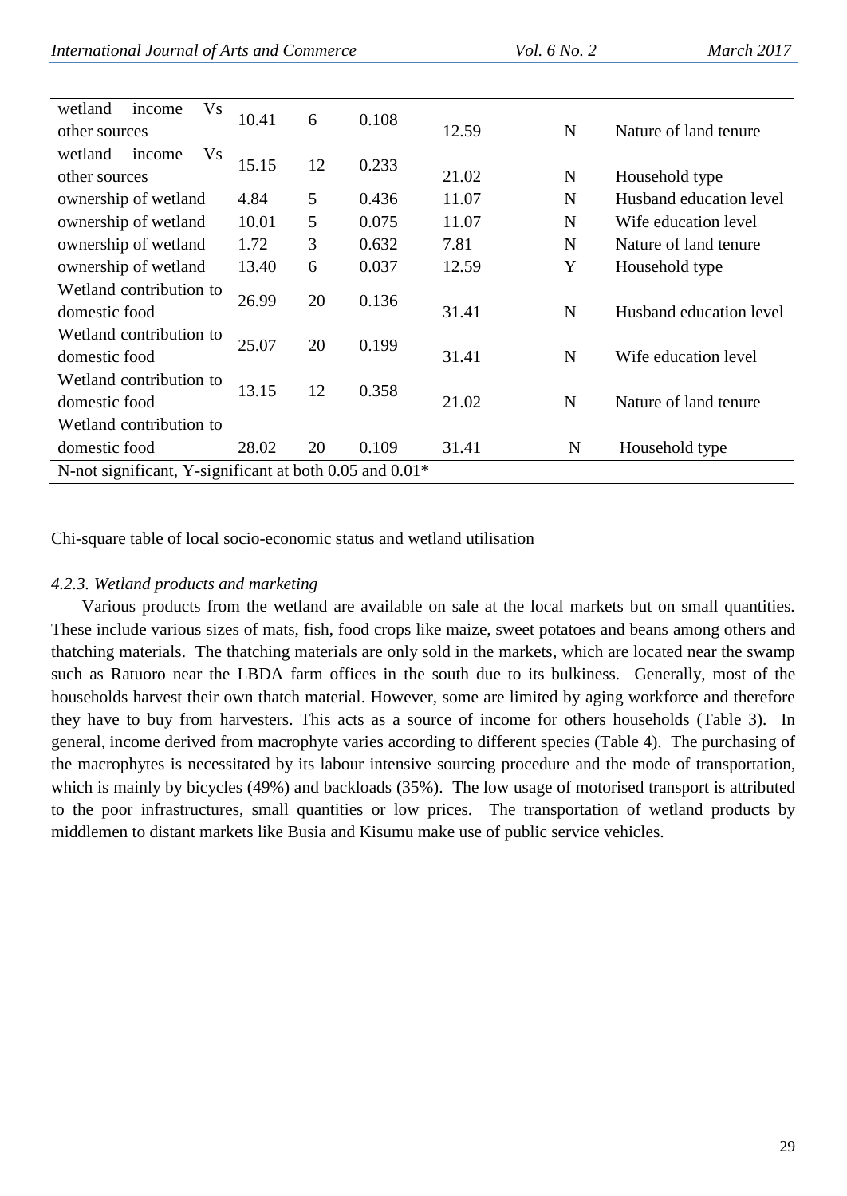| | | | | | | |
|---|---|---|---|---|---|---|
| wetland income Vs other sources | 10.41 | 6 | 0.108 | 12.59 | N | Nature of land tenure |
| wetland income Vs other sources | 15.15 | 12 | 0.233 | 21.02 | N | Household type |
| ownership of wetland | 4.84 | 5 | 0.436 | 11.07 | N | Husband education level |
| ownership of wetland | 10.01 | 5 | 0.075 | 11.07 | N | Wife education level |
| ownership of wetland | 1.72 | 3 | 0.632 | 7.81 | N | Nature of land tenure |
| ownership of wetland | 13.40 | 6 | 0.037 | 12.59 | Y | Household type |
| Wetland contribution to domestic food | 26.99 | 20 | 0.136 | 31.41 | N | Husband education level |
| Wetland contribution to domestic food | 25.07 | 20 | 0.199 | 31.41 | N | Wife education level |
| Wetland contribution to domestic food | 13.15 | 12 | 0.358 | 21.02 | N | Nature of land tenure |
| Wetland contribution to domestic food | 28.02 | 20 | 0.109 | 31.41 | N | Household type |

N-not significant, Y-significant at both 0.05 and 0.01*

Chi-square table of local socio-economic status and wetland utilisation

*4.2.3. Wetland products and marketing*

Various products from the wetland are available on sale at the local markets but on small quantities. These include various sizes of mats, fish, food crops like maize, sweet potatoes and beans among others and thatching materials. The thatching materials are only sold in the markets, which are located near the swamp such as Ratuoro near the LBDA farm offices in the south due to its bulkiness. Generally, most of the households harvest their own thatch material. However, some are limited by aging workforce and therefore they have to buy from harvesters. This acts as a source of income for others households (Table 3). In general, income derived from macrophyte varies according to different species (Table 4). The purchasing of the macrophytes is necessitated by its labour intensive sourcing procedure and the mode of transportation, which is mainly by bicycles (49%) and backloads (35%). The low usage of motorised transport is attributed to the poor infrastructures, small quantities or low prices. The transportation of wetland products by middlemen to distant markets like Busia and Kisumu make use of public service vehicles.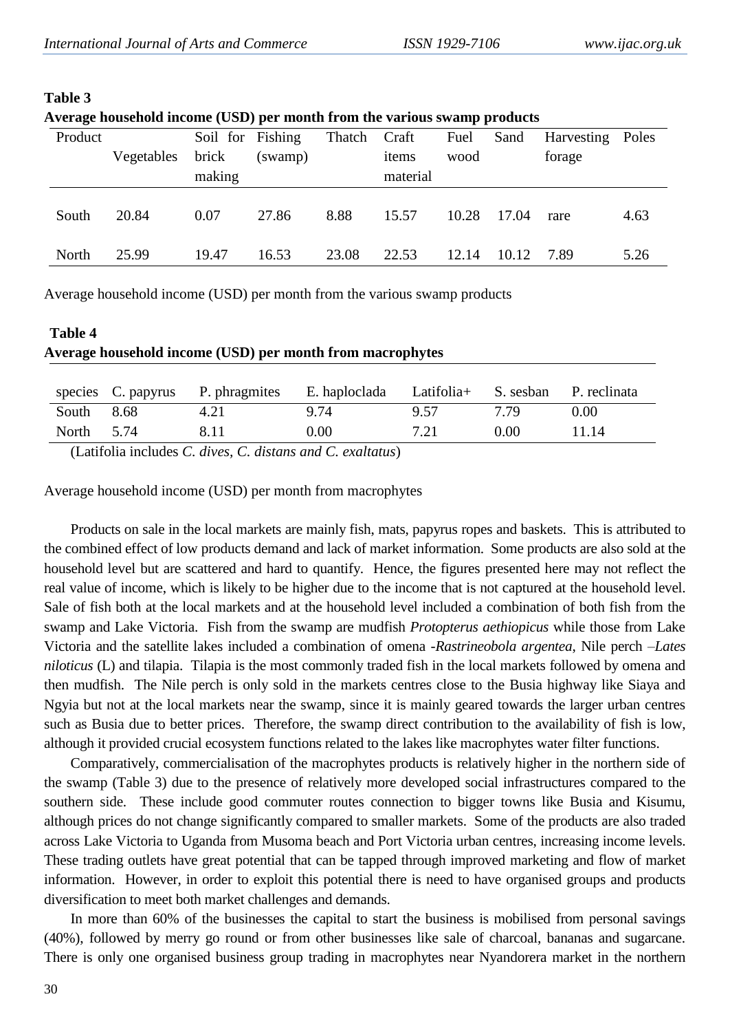**Table 3**

**Average household income (USD) per month from the various swamp products**

| Product | Vegetables | Soil for brick making | Fishing (swamp) | Thatch | Craft items material | Fuel wood | Sand | Harvesting forage | Poles |
|---|---|---|---|---|---|---|---|---|---|
| South | 20.84 | 0.07 | 27.86 | 8.88 | 15.57 | 10.28 | 17.04 | rare | 4.63 |
| North | 25.99 | 19.47 | 16.53 | 23.08 | 22.53 | 12.14 | 10.12 | 7.89 | 5.26 |

Average household income (USD) per month from the various swamp products

**Table 4**

**Average household income (USD) per month from macrophytes**

| species | C. papyrus | P. phragmites | E. haploclada | Latifolia+ | S. sesban | P. reclinata |
|---|---|---|---|---|---|---|
| South | 8.68 | 4.21 | 9.74 | 9.57 | 7.79 | 0.00 |
| North | 5.74 | 8.11 | 0.00 | 7.21 | 0.00 | 11.14 |

(Latifolia includes *C. dives, C. distans and C. exaltatus*)

Average household income (USD) per month from macrophytes

Products on sale in the local markets are mainly fish, mats, papyrus ropes and baskets. This is attributed to the combined effect of low products demand and lack of market information. Some products are also sold at the household level but are scattered and hard to quantify. Hence, the figures presented here may not reflect the real value of income, which is likely to be higher due to the income that is not captured at the household level. Sale of fish both at the local markets and at the household level included a combination of both fish from the swamp and Lake Victoria. Fish from the swamp are mudfish *Protopterus aethiopicus* while those from Lake Victoria and the satellite lakes included a combination of omena -*Rastrineobola argentea*, Nile perch –*Lates niloticus* (L) and tilapia. Tilapia is the most commonly traded fish in the local markets followed by omena and then mudfish. The Nile perch is only sold in the markets centres close to the Busia highway like Siaya and Ngyia but not at the local markets near the swamp, since it is mainly geared towards the larger urban centres such as Busia due to better prices. Therefore, the swamp direct contribution to the availability of fish is low, although it provided crucial ecosystem functions related to the lakes like macrophytes water filter functions.

Comparatively, commercialisation of the macrophytes products is relatively higher in the northern side of the swamp (Table 3) due to the presence of relatively more developed social infrastructures compared to the southern side. These include good commuter routes connection to bigger towns like Busia and Kisumu, although prices do not change significantly compared to smaller markets. Some of the products are also traded across Lake Victoria to Uganda from Musoma beach and Port Victoria urban centres, increasing income levels. These trading outlets have great potential that can be tapped through improved marketing and flow of market information. However, in order to exploit this potential there is need to have organised groups and products diversification to meet both market challenges and demands.

In more than 60% of the businesses the capital to start the business is mobilised from personal savings (40%), followed by merry go round or from other businesses like sale of charcoal, bananas and sugarcane. There is only one organised business group trading in macrophytes near Nyandorera market in the northern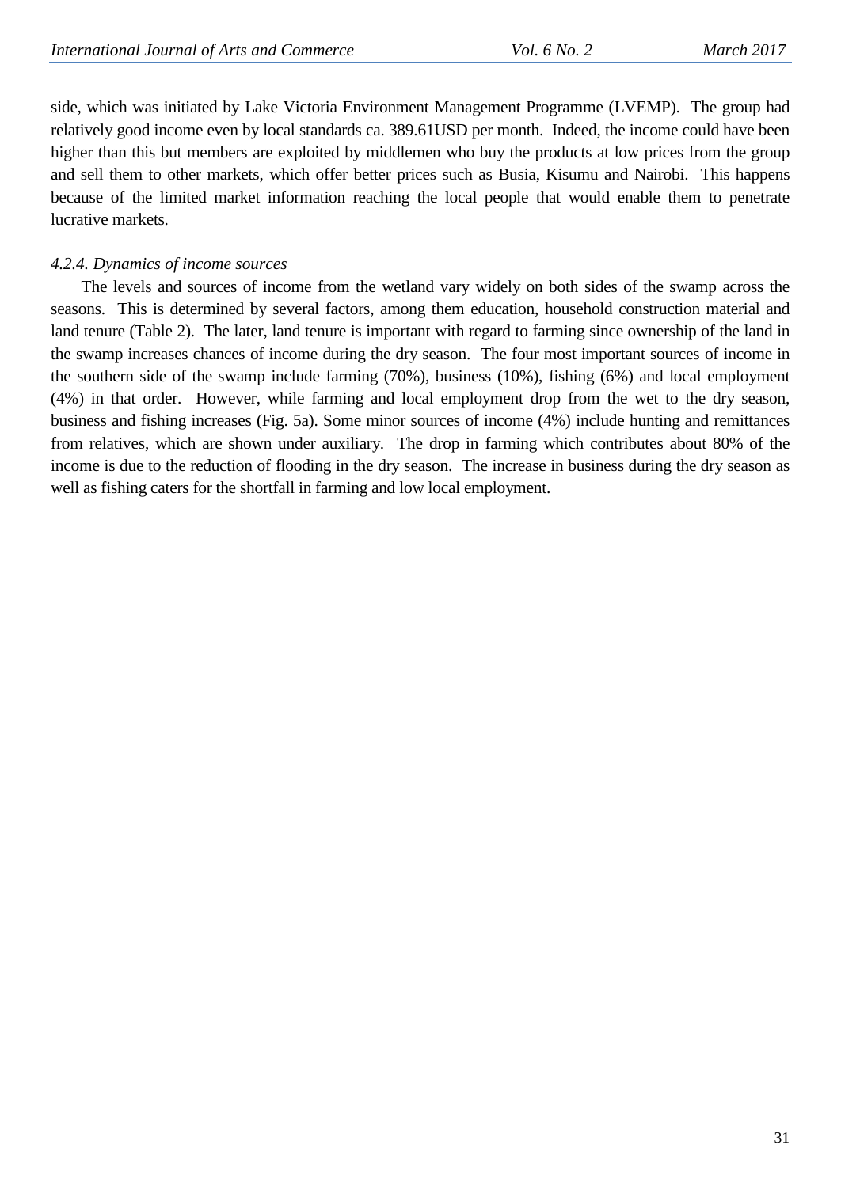side, which was initiated by Lake Victoria Environment Management Programme (LVEMP). The group had relatively good income even by local standards ca. 389.61USD per month. Indeed, the income could have been higher than this but members are exploited by middlemen who buy the products at low prices from the group and sell them to other markets, which offer better prices such as Busia, Kisumu and Nairobi. This happens because of the limited market information reaching the local people that would enable them to penetrate lucrative markets.

#### *4.2.4. Dynamics of income sources*

The levels and sources of income from the wetland vary widely on both sides of the swamp across the seasons. This is determined by several factors, among them education, household construction material and land tenure (Table 2). The later, land tenure is important with regard to farming since ownership of the land in the swamp increases chances of income during the dry season. The four most important sources of income in the southern side of the swamp include farming (70%), business (10%), fishing (6%) and local employment (4%) in that order. However, while farming and local employment drop from the wet to the dry season, business and fishing increases (Fig. 5a). Some minor sources of income (4%) include hunting and remittances from relatives, which are shown under auxiliary. The drop in farming which contributes about 80% of the income is due to the reduction of flooding in the dry season. The increase in business during the dry season as well as fishing caters for the shortfall in farming and low local employment.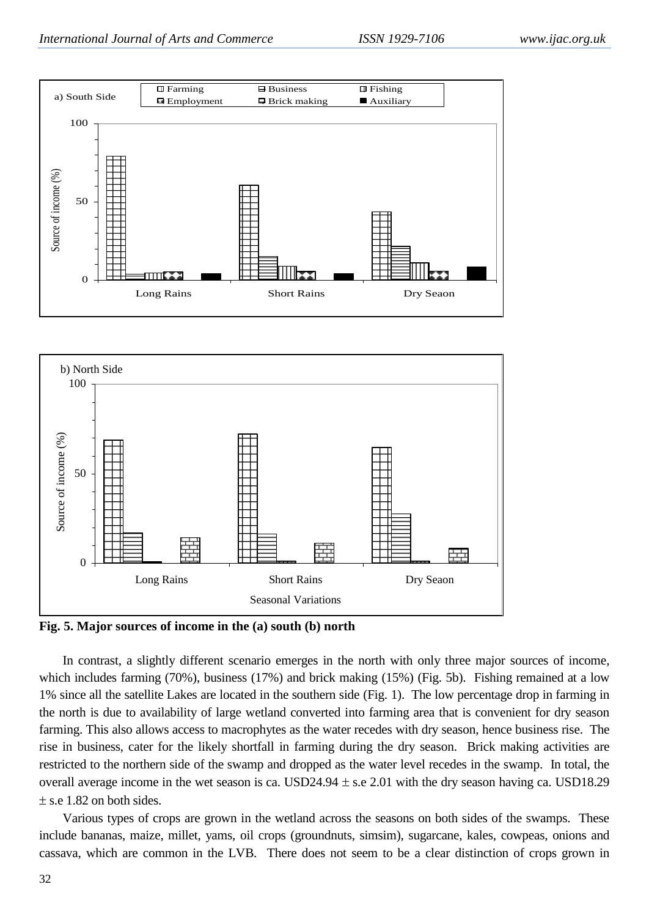**Fig. 5. Major sources of income in the (a) south (b) north**

In contrast, a slightly different scenario emerges in the north with only three major sources of income, which includes farming (70%), business (17%) and brick making (15%) (Fig. 5b). Fishing remained at a low 1% since all the satellite Lakes are located in the southern side (Fig. 1). The low percentage drop in farming in the north is due to availability of large wetland converted into farming area that is convenient for dry season farming. This also allows access to macrophytes as the water recedes with dry season, hence business rise. The rise in business, cater for the likely shortfall in farming during the dry season. Brick making activities are restricted to the northern side of the swamp and dropped as the water level recedes in the swamp. In total, the overall average income in the wet season is ca. USD24.94 ± s.e 2.01 with the dry season having ca. USD18.29 ± s.e 1.82 on both sides.

Various types of crops are grown in the wetland across the seasons on both sides of the swamps. These include bananas, maize, millet, yams, oil crops (groundnuts, simsim), sugarcane, kales, cowpeas, onions and cassava, which are common in the LVB. There does not seem to be a clear distinction of crops grown in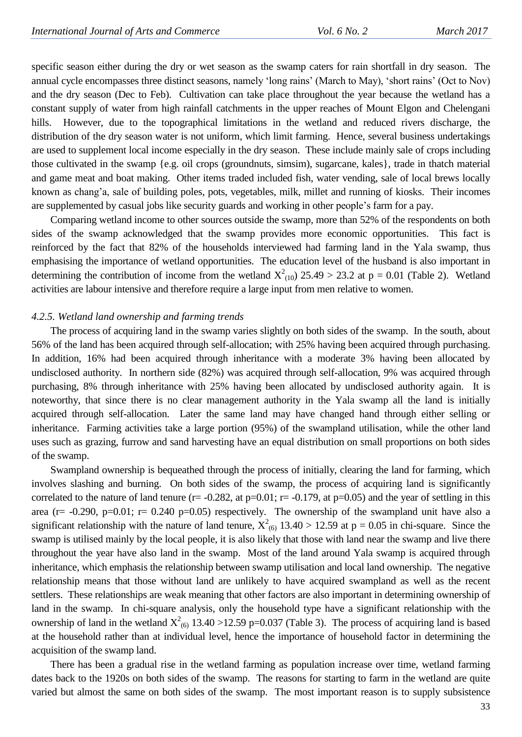specific season either during the dry or wet season as the swamp caters for rain shortfall in dry season. The annual cycle encompasses three distinct seasons, namely 'long rains' (March to May), 'short rains' (Oct to Nov) and the dry season (Dec to Feb). Cultivation can take place throughout the year because the wetland has a constant supply of water from high rainfall catchments in the upper reaches of Mount Elgon and Chelengani hills. However, due to the topographical limitations in the wetland and reduced rivers discharge, the distribution of the dry season water is not uniform, which limit farming. Hence, several business undertakings are used to supplement local income especially in the dry season. These include mainly sale of crops including those cultivated in the swamp {e.g. oil crops (groundnuts, simsim), sugarcane, kales}, trade in thatch material and game meat and boat making. Other items traded included fish, water vending, sale of local brews locally known as chang'a, sale of building poles, pots, vegetables, milk, millet and running of kiosks. Their incomes are supplemented by casual jobs like security guards and working in other people's farm for a pay.

Comparing wetland income to other sources outside the swamp, more than 52% of the respondents on both sides of the swamp acknowledged that the swamp provides more economic opportunities. This fact is reinforced by the fact that 82% of the households interviewed had farming land in the Yala swamp, thus emphasising the importance of wetland opportunities. The education level of the husband is also important in determining the contribution of income from the wetland $X^2_{(10)}$ 25.49 > 23.2 at p = 0.01 (Table 2). Wetland activities are labour intensive and therefore require a large input from men relative to women.

*4.2.5. Wetland land ownership and farming trends*

The process of acquiring land in the swamp varies slightly on both sides of the swamp. In the south, about 56% of the land has been acquired through self-allocation; with 25% having been acquired through purchasing. In addition, 16% had been acquired through inheritance with a moderate 3% having been allocated by undisclosed authority. In northern side (82%) was acquired through self-allocation, 9% was acquired through purchasing, 8% through inheritance with 25% having been allocated by undisclosed authority again. It is noteworthy, that since there is no clear management authority in the Yala swamp all the land is initially acquired through self-allocation. Later the same land may have changed hand through either selling or inheritance. Farming activities take a large portion (95%) of the swampland utilisation, while the other land uses such as grazing, furrow and sand harvesting have an equal distribution on small proportions on both sides of the swamp.

Swampland ownership is bequeathed through the process of initially, clearing the land for farming, which involves slashing and burning. On both sides of the swamp, the process of acquiring land is significantly correlated to the nature of land tenure (r= -0.282, at p=0.01; r= -0.179, at p=0.05) and the year of settling in this area (r= -0.290, p=0.01; r= 0.240 p=0.05) respectively. The ownership of the swampland unit have also a significant relationship with the nature of land tenure, $X^2_{(6)}$ 13.40 > 12.59 at p = 0.05 in chi-square. Since the swamp is utilised mainly by the local people, it is also likely that those with land near the swamp and live there throughout the year have also land in the swamp. Most of the land around Yala swamp is acquired through inheritance, which emphasis the relationship between swamp utilisation and local land ownership. The negative relationship means that those without land are unlikely to have acquired swampland as well as the recent settlers. These relationships are weak meaning that other factors are also important in determining ownership of land in the swamp. In chi-square analysis, only the household type have a significant relationship with the ownership of land in the wetland $X^2_{(6)}$ 13.40 >12.59 p=0.037 (Table 3). The process of acquiring land is based at the household rather than at individual level, hence the importance of household factor in determining the acquisition of the swamp land.

There has been a gradual rise in the wetland farming as population increase over time, wetland farming dates back to the 1920s on both sides of the swamp. The reasons for starting to farm in the wetland are quite varied but almost the same on both sides of the swamp. The most important reason is to supply subsistence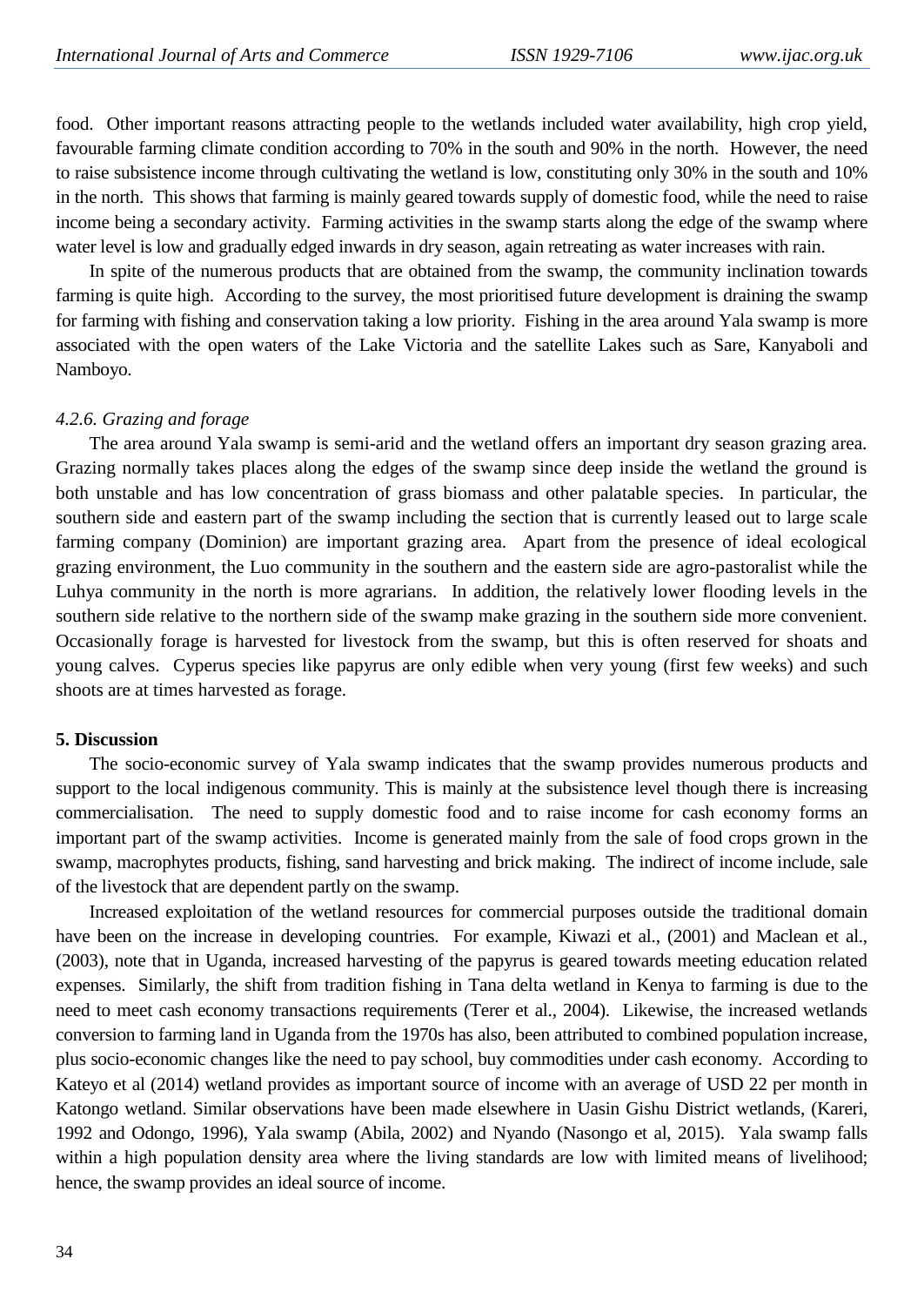food. Other important reasons attracting people to the wetlands included water availability, high crop yield, favourable farming climate condition according to 70% in the south and 90% in the north. However, the need to raise subsistence income through cultivating the wetland is low, constituting only 30% in the south and 10% in the north. This shows that farming is mainly geared towards supply of domestic food, while the need to raise income being a secondary activity. Farming activities in the swamp starts along the edge of the swamp where water level is low and gradually edged inwards in dry season, again retreating as water increases with rain.

In spite of the numerous products that are obtained from the swamp, the community inclination towards farming is quite high. According to the survey, the most prioritised future development is draining the swamp for farming with fishing and conservation taking a low priority. Fishing in the area around Yala swamp is more associated with the open waters of the Lake Victoria and the satellite Lakes such as Sare, Kanyaboli and Namboyo.

#### *4.2.6. Grazing and forage*

The area around Yala swamp is semi-arid and the wetland offers an important dry season grazing area. Grazing normally takes places along the edges of the swamp since deep inside the wetland the ground is both unstable and has low concentration of grass biomass and other palatable species. In particular, the southern side and eastern part of the swamp including the section that is currently leased out to large scale farming company (Dominion) are important grazing area. Apart from the presence of ideal ecological grazing environment, the Luo community in the southern and the eastern side are agro-pastoralist while the Luhya community in the north is more agrarians. In addition, the relatively lower flooding levels in the southern side relative to the northern side of the swamp make grazing in the southern side more convenient. Occasionally forage is harvested for livestock from the swamp, but this is often reserved for shoats and young calves. Cyperus species like papyrus are only edible when very young (first few weeks) and such shoots are at times harvested as forage.

## **5. Discussion**

The socio-economic survey of Yala swamp indicates that the swamp provides numerous products and support to the local indigenous community. This is mainly at the subsistence level though there is increasing commercialisation. The need to supply domestic food and to raise income for cash economy forms an important part of the swamp activities. Income is generated mainly from the sale of food crops grown in the swamp, macrophytes products, fishing, sand harvesting and brick making. The indirect of income include, sale of the livestock that are dependent partly on the swamp.

Increased exploitation of the wetland resources for commercial purposes outside the traditional domain have been on the increase in developing countries. For example, Kiwazi et al., (2001) and Maclean et al., (2003), note that in Uganda, increased harvesting of the papyrus is geared towards meeting education related expenses. Similarly, the shift from tradition fishing in Tana delta wetland in Kenya to farming is due to the need to meet cash economy transactions requirements (Terer et al., 2004). Likewise, the increased wetlands conversion to farming land in Uganda from the 1970s has also, been attributed to combined population increase, plus socio-economic changes like the need to pay school, buy commodities under cash economy. According to Kateyo et al (2014) wetland provides as important source of income with an average of USD 22 per month in Katongo wetland. Similar observations have been made elsewhere in Uasin Gishu District wetlands, (Kareri, 1992 and Odongo, 1996), Yala swamp (Abila, 2002) and Nyando (Nasongo et al, 2015). Yala swamp falls within a high population density area where the living standards are low with limited means of livelihood; hence, the swamp provides an ideal source of income.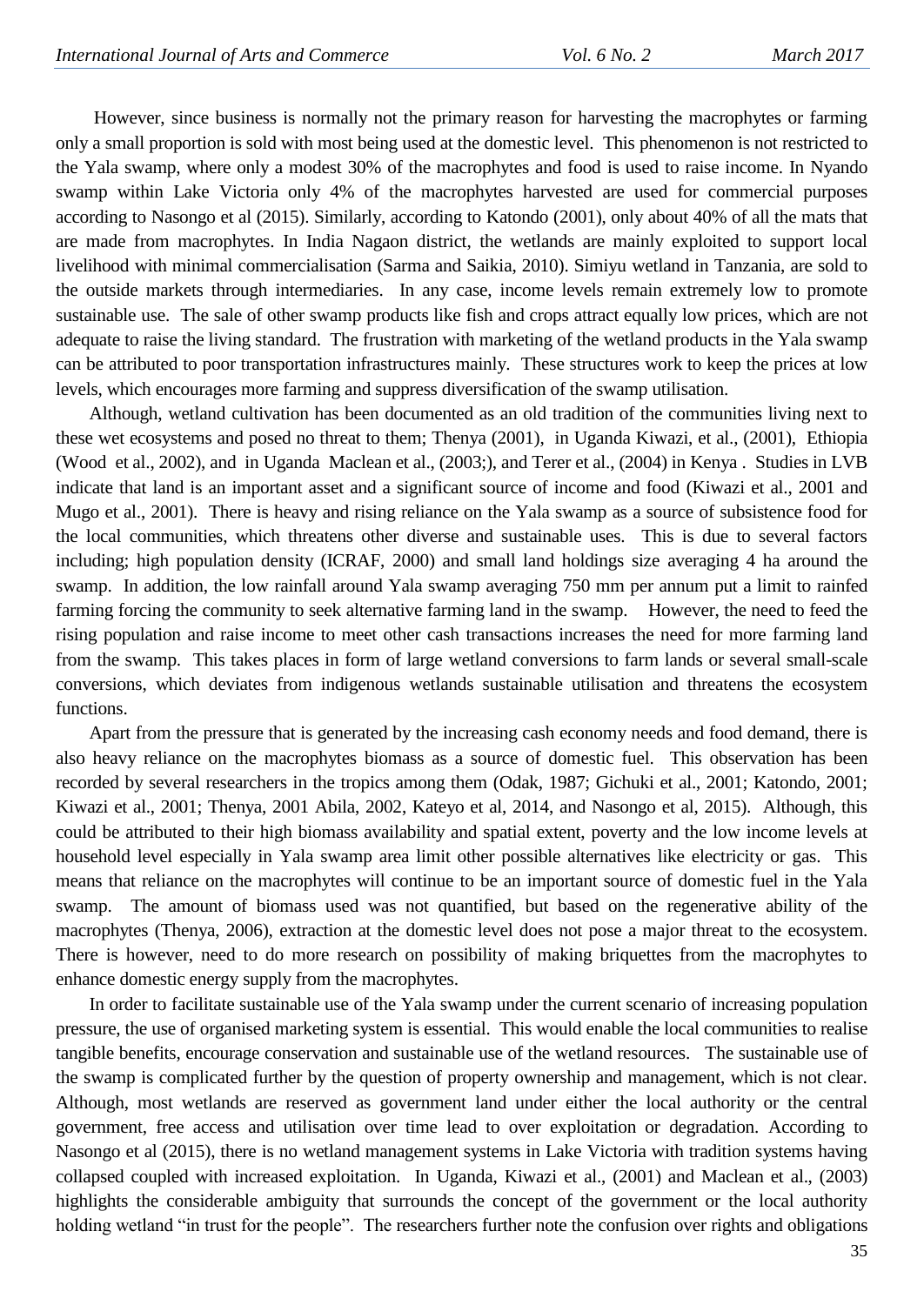However, since business is normally not the primary reason for harvesting the macrophytes or farming only a small proportion is sold with most being used at the domestic level. This phenomenon is not restricted to the Yala swamp, where only a modest 30% of the macrophytes and food is used to raise income. In Nyando swamp within Lake Victoria only 4% of the macrophytes harvested are used for commercial purposes according to Nasongo et al (2015). Similarly, according to Katondo (2001), only about 40% of all the mats that are made from macrophytes. In India Nagaon district, the wetlands are mainly exploited to support local livelihood with minimal commercialisation (Sarma and Saikia, 2010). Simiyu wetland in Tanzania, are sold to the outside markets through intermediaries. In any case, income levels remain extremely low to promote sustainable use. The sale of other swamp products like fish and crops attract equally low prices, which are not adequate to raise the living standard. The frustration with marketing of the wetland products in the Yala swamp can be attributed to poor transportation infrastructures mainly. These structures work to keep the prices at low levels, which encourages more farming and suppress diversification of the swamp utilisation.

Although, wetland cultivation has been documented as an old tradition of the communities living next to these wet ecosystems and posed no threat to them; Thenya (2001), in Uganda Kiwazi, et al., (2001), Ethiopia (Wood et al., 2002), and in Uganda Maclean et al., (2003;), and Terer et al., (2004) in Kenya . Studies in LVB indicate that land is an important asset and a significant source of income and food (Kiwazi et al., 2001 and Mugo et al., 2001). There is heavy and rising reliance on the Yala swamp as a source of subsistence food for the local communities, which threatens other diverse and sustainable uses. This is due to several factors including; high population density (ICRAF, 2000) and small land holdings size averaging 4 ha around the swamp. In addition, the low rainfall around Yala swamp averaging 750 mm per annum put a limit to rainfed farming forcing the community to seek alternative farming land in the swamp. However, the need to feed the rising population and raise income to meet other cash transactions increases the need for more farming land from the swamp. This takes places in form of large wetland conversions to farm lands or several small-scale conversions, which deviates from indigenous wetlands sustainable utilisation and threatens the ecosystem functions.

Apart from the pressure that is generated by the increasing cash economy needs and food demand, there is also heavy reliance on the macrophytes biomass as a source of domestic fuel. This observation has been recorded by several researchers in the tropics among them (Odak, 1987; Gichuki et al., 2001; Katondo, 2001; Kiwazi et al., 2001; Thenya, 2001 Abila, 2002, Kateyo et al, 2014, and Nasongo et al, 2015). Although, this could be attributed to their high biomass availability and spatial extent, poverty and the low income levels at household level especially in Yala swamp area limit other possible alternatives like electricity or gas. This means that reliance on the macrophytes will continue to be an important source of domestic fuel in the Yala swamp. The amount of biomass used was not quantified, but based on the regenerative ability of the macrophytes (Thenya, 2006), extraction at the domestic level does not pose a major threat to the ecosystem. There is however, need to do more research on possibility of making briquettes from the macrophytes to enhance domestic energy supply from the macrophytes.

In order to facilitate sustainable use of the Yala swamp under the current scenario of increasing population pressure, the use of organised marketing system is essential. This would enable the local communities to realise tangible benefits, encourage conservation and sustainable use of the wetland resources. The sustainable use of the swamp is complicated further by the question of property ownership and management, which is not clear. Although, most wetlands are reserved as government land under either the local authority or the central government, free access and utilisation over time lead to over exploitation or degradation. According to Nasongo et al (2015), there is no wetland management systems in Lake Victoria with tradition systems having collapsed coupled with increased exploitation. In Uganda, Kiwazi et al., (2001) and Maclean et al., (2003) highlights the considerable ambiguity that surrounds the concept of the government or the local authority holding wetland "in trust for the people". The researchers further note the confusion over rights and obligations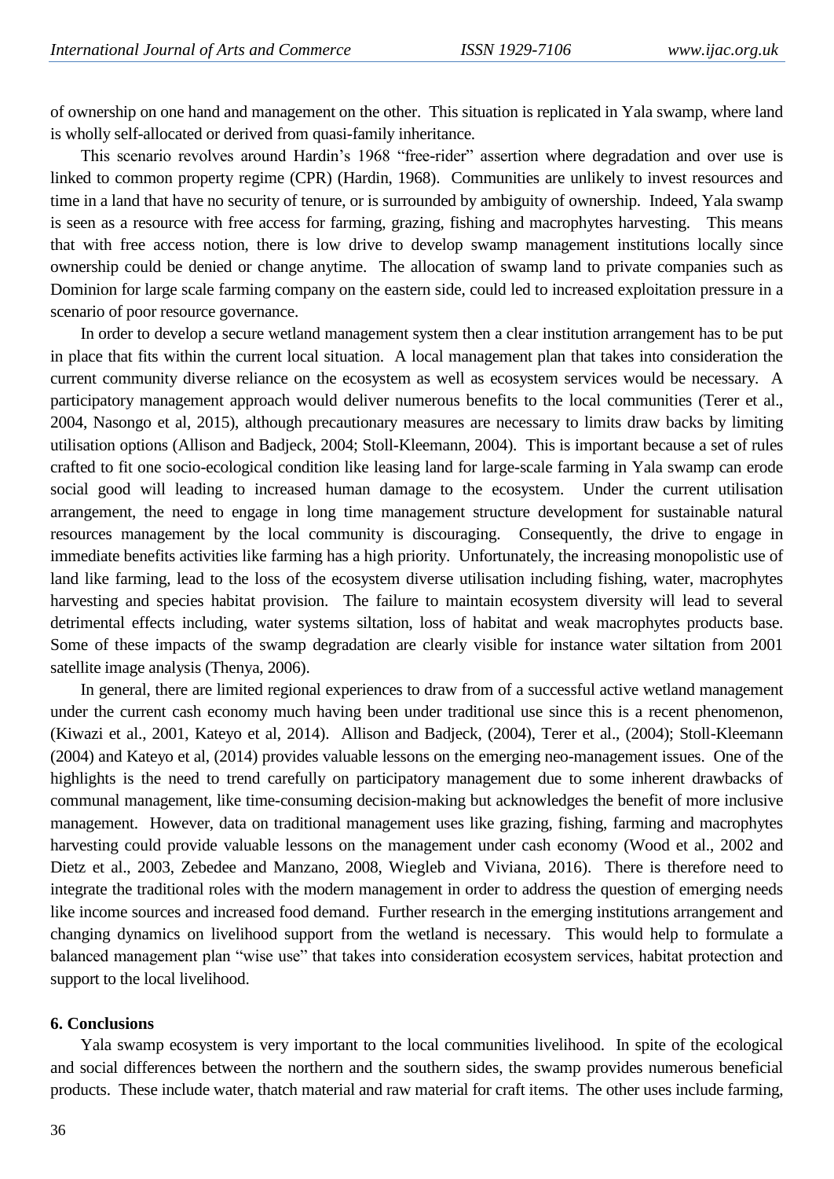of ownership on one hand and management on the other. This situation is replicated in Yala swamp, where land is wholly self-allocated or derived from quasi-family inheritance.

This scenario revolves around Hardin's 1968 "free-rider" assertion where degradation and over use is linked to common property regime (CPR) (Hardin, 1968). Communities are unlikely to invest resources and time in a land that have no security of tenure, or is surrounded by ambiguity of ownership. Indeed, Yala swamp is seen as a resource with free access for farming, grazing, fishing and macrophytes harvesting. This means that with free access notion, there is low drive to develop swamp management institutions locally since ownership could be denied or change anytime. The allocation of swamp land to private companies such as Dominion for large scale farming company on the eastern side, could led to increased exploitation pressure in a scenario of poor resource governance.

In order to develop a secure wetland management system then a clear institution arrangement has to be put in place that fits within the current local situation. A local management plan that takes into consideration the current community diverse reliance on the ecosystem as well as ecosystem services would be necessary. A participatory management approach would deliver numerous benefits to the local communities (Terer et al., 2004, Nasongo et al, 2015), although precautionary measures are necessary to limits draw backs by limiting utilisation options (Allison and Badjeck, 2004; Stoll-Kleemann, 2004). This is important because a set of rules crafted to fit one socio-ecological condition like leasing land for large-scale farming in Yala swamp can erode social good will leading to increased human damage to the ecosystem. Under the current utilisation arrangement, the need to engage in long time management structure development for sustainable natural resources management by the local community is discouraging. Consequently, the drive to engage in immediate benefits activities like farming has a high priority. Unfortunately, the increasing monopolistic use of land like farming, lead to the loss of the ecosystem diverse utilisation including fishing, water, macrophytes harvesting and species habitat provision. The failure to maintain ecosystem diversity will lead to several detrimental effects including, water systems siltation, loss of habitat and weak macrophytes products base. Some of these impacts of the swamp degradation are clearly visible for instance water siltation from 2001 satellite image analysis (Thenya, 2006).

In general, there are limited regional experiences to draw from of a successful active wetland management under the current cash economy much having been under traditional use since this is a recent phenomenon, (Kiwazi et al., 2001, Kateyo et al, 2014). Allison and Badjeck, (2004), Terer et al., (2004); Stoll-Kleemann (2004) and Kateyo et al, (2014) provides valuable lessons on the emerging neo-management issues. One of the highlights is the need to trend carefully on participatory management due to some inherent drawbacks of communal management, like time-consuming decision-making but acknowledges the benefit of more inclusive management. However, data on traditional management uses like grazing, fishing, farming and macrophytes harvesting could provide valuable lessons on the management under cash economy (Wood et al., 2002 and Dietz et al., 2003, Zebedee and Manzano, 2008, Wiegleb and Viviana, 2016). There is therefore need to integrate the traditional roles with the modern management in order to address the question of emerging needs like income sources and increased food demand. Further research in the emerging institutions arrangement and changing dynamics on livelihood support from the wetland is necessary. This would help to formulate a balanced management plan "wise use" that takes into consideration ecosystem services, habitat protection and support to the local livelihood.

## 6. Conclusions

Yala swamp ecosystem is very important to the local communities livelihood. In spite of the ecological and social differences between the northern and the southern sides, the swamp provides numerous beneficial products. These include water, thatch material and raw material for craft items. The other uses include farming,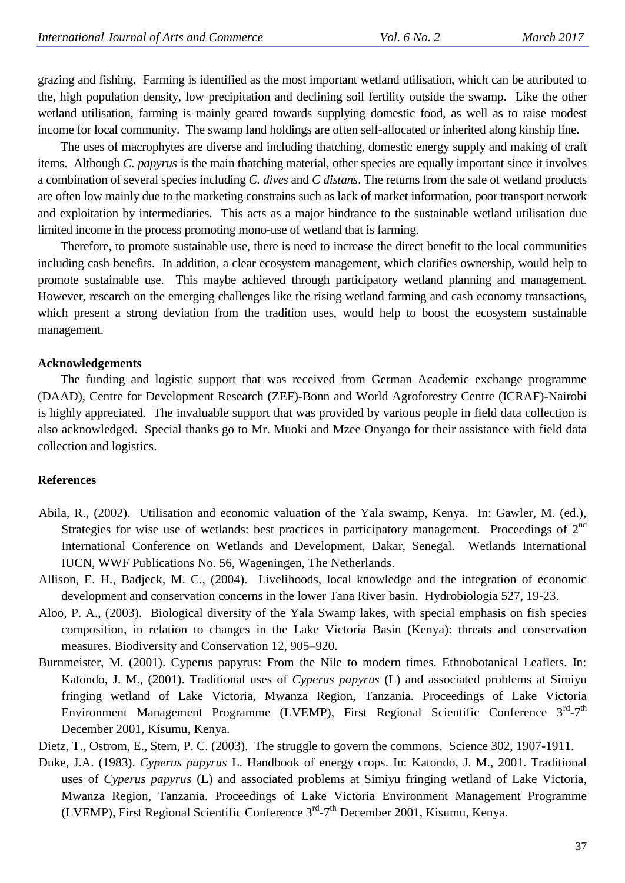grazing and fishing. Farming is identified as the most important wetland utilisation, which can be attributed to the, high population density, low precipitation and declining soil fertility outside the swamp. Like the other wetland utilisation, farming is mainly geared towards supplying domestic food, as well as to raise modest income for local community. The swamp land holdings are often self-allocated or inherited along kinship line.

The uses of macrophytes are diverse and including thatching, domestic energy supply and making of craft items. Although *C. papyrus* is the main thatching material, other species are equally important since it involves a combination of several species including *C. dives* and *C distans*. The returns from the sale of wetland products are often low mainly due to the marketing constrains such as lack of market information, poor transport network and exploitation by intermediaries. This acts as a major hindrance to the sustainable wetland utilisation due limited income in the process promoting mono-use of wetland that is farming.

Therefore, to promote sustainable use, there is need to increase the direct benefit to the local communities including cash benefits. In addition, a clear ecosystem management, which clarifies ownership, would help to promote sustainable use. This maybe achieved through participatory wetland planning and management. However, research on the emerging challenges like the rising wetland farming and cash economy transactions, which present a strong deviation from the tradition uses, would help to boost the ecosystem sustainable management.

**Acknowledgements**

The funding and logistic support that was received from German Academic exchange programme (DAAD), Centre for Development Research (ZEF)-Bonn and World Agroforestry Centre (ICRAF)-Nairobi is highly appreciated. The invaluable support that was provided by various people in field data collection is also acknowledged. Special thanks go to Mr. Muoki and Mzee Onyango for their assistance with field data collection and logistics.

**References**

Abila, R., (2002). Utilisation and economic valuation of the Yala swamp, Kenya. In: Gawler, M. (ed.), Strategies for wise use of wetlands: best practices in participatory management. Proceedings of 2nd International Conference on Wetlands and Development, Dakar, Senegal. Wetlands International IUCN, WWF Publications No. 56, Wageningen, The Netherlands.

Allison, E. H., Badjeck, M. C., (2004). Livelihoods, local knowledge and the integration of economic development and conservation concerns in the lower Tana River basin. Hydrobiologia 527, 19-23.

Aloo, P. A., (2003). Biological diversity of the Yala Swamp lakes, with special emphasis on fish species composition, in relation to changes in the Lake Victoria Basin (Kenya): threats and conservation measures. Biodiversity and Conservation 12, 905–920.

Burnmeister, M. (2001). Cyperus papyrus: From the Nile to modern times. Ethnobotanical Leaflets. In: Katondo, J. M., (2001). Traditional uses of *Cyperus papyrus* (L) and associated problems at Simiyu fringing wetland of Lake Victoria, Mwanza Region, Tanzania. Proceedings of Lake Victoria Environment Management Programme (LVEMP), First Regional Scientific Conference 3rd-7th December 2001, Kisumu, Kenya.

Dietz, T., Ostrom, E., Stern, P. C. (2003). The struggle to govern the commons. Science 302, 1907-1911.

Duke, J.A. (1983). *Cyperus papyrus* L. Handbook of energy crops. In: Katondo, J. M., 2001. Traditional uses of *Cyperus papyrus* (L) and associated problems at Simiyu fringing wetland of Lake Victoria, Mwanza Region, Tanzania. Proceedings of Lake Victoria Environment Management Programme (LVEMP), First Regional Scientific Conference 3rd-7th December 2001, Kisumu, Kenya.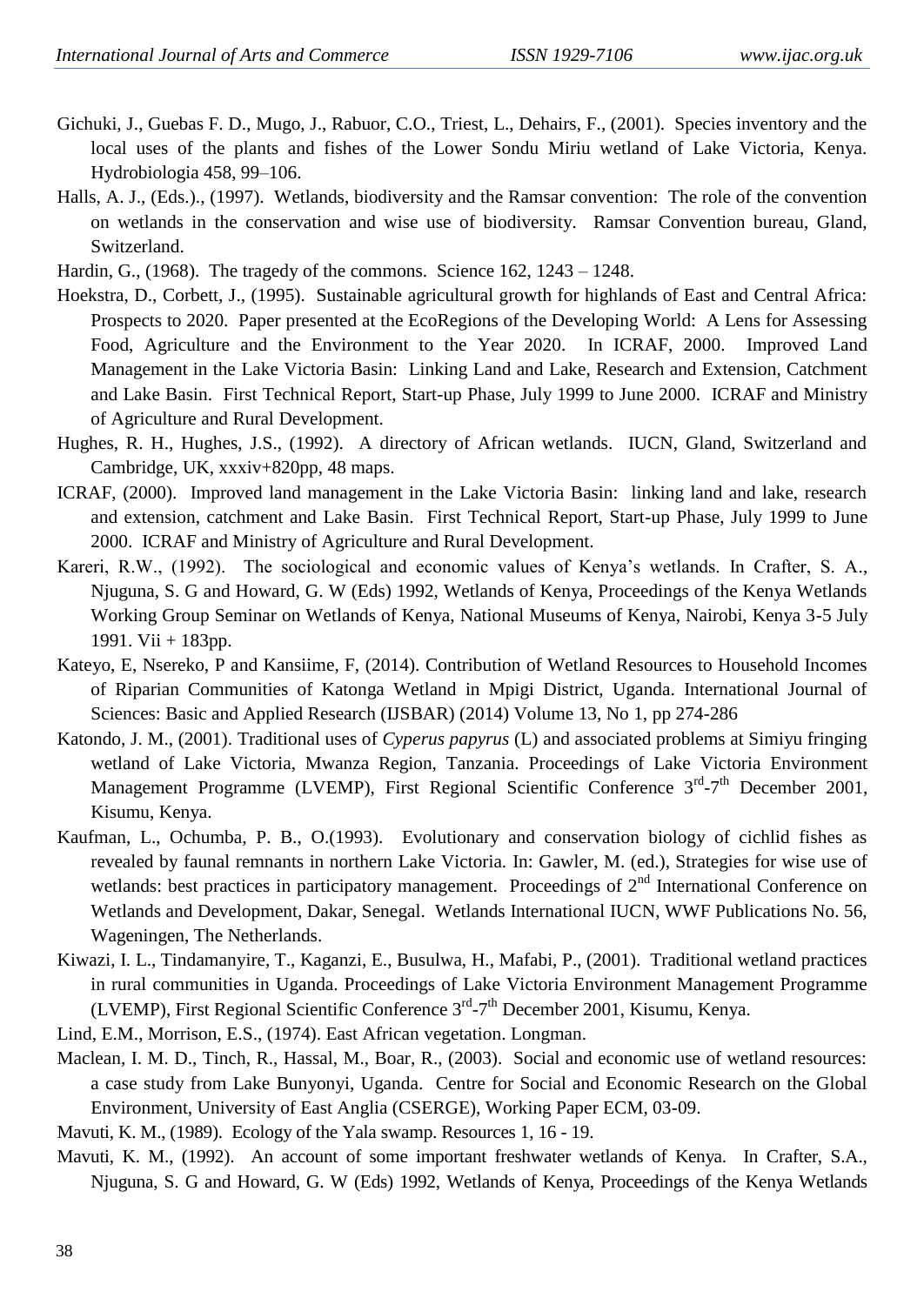Gichuki, J., Guebas F. D., Mugo, J., Rabuor, C.O., Triest, L., Dehairs, F., (2001). Species inventory and the local uses of the plants and fishes of the Lower Sondu Miriu wetland of Lake Victoria, Kenya. Hydrobiologia 458, 99–106.

Halls, A. J., (Eds.)., (1997). Wetlands, biodiversity and the Ramsar convention: The role of the convention on wetlands in the conservation and wise use of biodiversity. Ramsar Convention bureau, Gland, Switzerland.

Hardin, G., (1968). The tragedy of the commons. Science 162, 1243 – 1248.

Hoekstra, D., Corbett, J., (1995). Sustainable agricultural growth for highlands of East and Central Africa: Prospects to 2020. Paper presented at the EcoRegions of the Developing World: A Lens for Assessing Food, Agriculture and the Environment to the Year 2020. In ICRAF, 2000. Improved Land Management in the Lake Victoria Basin: Linking Land and Lake, Research and Extension, Catchment and Lake Basin. First Technical Report, Start-up Phase, July 1999 to June 2000. ICRAF and Ministry of Agriculture and Rural Development.

Hughes, R. H., Hughes, J.S., (1992). A directory of African wetlands. IUCN, Gland, Switzerland and Cambridge, UK, xxxiv+820pp, 48 maps.

ICRAF, (2000). Improved land management in the Lake Victoria Basin: linking land and lake, research and extension, catchment and Lake Basin. First Technical Report, Start-up Phase, July 1999 to June 2000. ICRAF and Ministry of Agriculture and Rural Development.

Kareri, R.W., (1992). The sociological and economic values of Kenya's wetlands. In Crafter, S. A., Njuguna, S. G and Howard, G. W (Eds) 1992, Wetlands of Kenya, Proceedings of the Kenya Wetlands Working Group Seminar on Wetlands of Kenya, National Museums of Kenya, Nairobi, Kenya 3-5 July 1991. Vii + 183pp.

Kateyo, E, Nsereko, P and Kansiime, F, (2014). Contribution of Wetland Resources to Household Incomes of Riparian Communities of Katonga Wetland in Mpigi District, Uganda. International Journal of Sciences: Basic and Applied Research (IJSBAR) (2014) Volume 13, No 1, pp 274-286

Katondo, J. M., (2001). Traditional uses of *Cyperus papyrus* (L) and associated problems at Simiyu fringing wetland of Lake Victoria, Mwanza Region, Tanzania. Proceedings of Lake Victoria Environment Management Programme (LVEMP), First Regional Scientific Conference 3rd-7th December 2001, Kisumu, Kenya.

Kaufman, L., Ochumba, P. B., O.(1993). Evolutionary and conservation biology of cichlid fishes as revealed by faunal remnants in northern Lake Victoria. In: Gawler, M. (ed.), Strategies for wise use of wetlands: best practices in participatory management. Proceedings of 2nd International Conference on Wetlands and Development, Dakar, Senegal. Wetlands International IUCN, WWF Publications No. 56, Wageningen, The Netherlands.

Kiwazi, I. L., Tindamanyire, T., Kaganzi, E., Busulwa, H., Mafabi, P., (2001). Traditional wetland practices in rural communities in Uganda. Proceedings of Lake Victoria Environment Management Programme (LVEMP), First Regional Scientific Conference 3rd-7th December 2001, Kisumu, Kenya.

Lind, E.M., Morrison, E.S., (1974). East African vegetation. Longman.

Maclean, I. M. D., Tinch, R., Hassal, M., Boar, R., (2003). Social and economic use of wetland resources: a case study from Lake Bunyonyi, Uganda. Centre for Social and Economic Research on the Global Environment, University of East Anglia (CSERGE), Working Paper ECM, 03-09.

Mavuti, K. M., (1989). Ecology of the Yala swamp. Resources 1, 16 - 19.

Mavuti, K. M., (1992). An account of some important freshwater wetlands of Kenya. In Crafter, S.A., Njuguna, S. G and Howard, G. W (Eds) 1992, Wetlands of Kenya, Proceedings of the Kenya Wetlands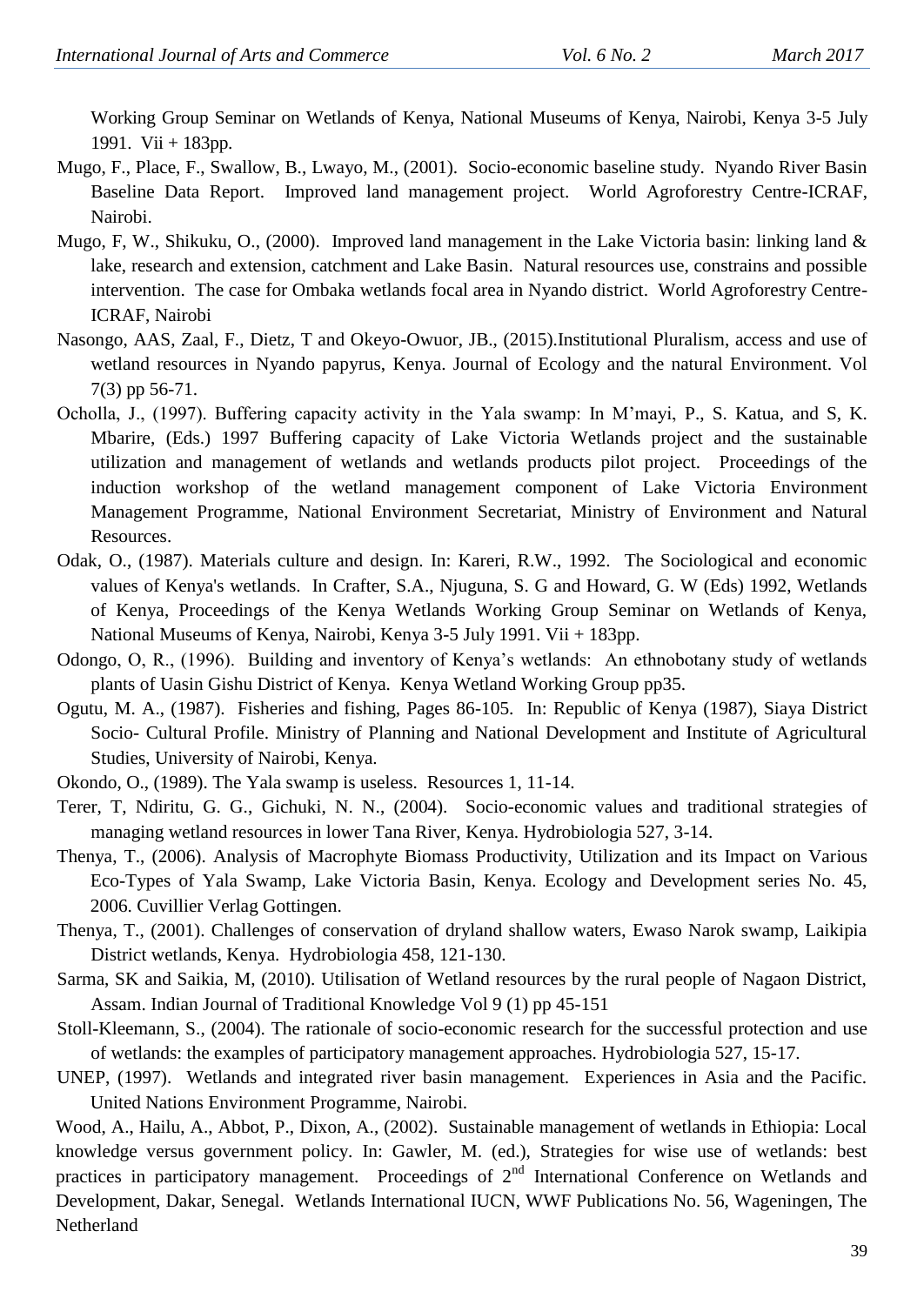Working Group Seminar on Wetlands of Kenya, National Museums of Kenya, Nairobi, Kenya 3-5 July 1991. Vii + 183pp.

Mugo, F., Place, F., Swallow, B., Lwayo, M., (2001). Socio-economic baseline study. Nyando River Basin Baseline Data Report. Improved land management project. World Agroforestry Centre-ICRAF, Nairobi.

Mugo, F, W., Shikuku, O., (2000). Improved land management in the Lake Victoria basin: linking land & lake, research and extension, catchment and Lake Basin. Natural resources use, constrains and possible intervention. The case for Ombaka wetlands focal area in Nyando district. World Agroforestry Centre-ICRAF, Nairobi

Nasongo, AAS, Zaal, F., Dietz, T and Okeyo-Owuor, JB., (2015).Institutional Pluralism, access and use of wetland resources in Nyando papyrus, Kenya. Journal of Ecology and the natural Environment. Vol 7(3) pp 56-71.

Ocholla, J., (1997). Buffering capacity activity in the Yala swamp: In M'mayi, P., S. Katua, and S, K. Mbarire, (Eds.) 1997 Buffering capacity of Lake Victoria Wetlands project and the sustainable utilization and management of wetlands and wetlands products pilot project. Proceedings of the induction workshop of the wetland management component of Lake Victoria Environment Management Programme, National Environment Secretariat, Ministry of Environment and Natural Resources.

Odak, O., (1987). Materials culture and design. In: Kareri, R.W., 1992. The Sociological and economic values of Kenya's wetlands. In Crafter, S.A., Njuguna, S. G and Howard, G. W (Eds) 1992, Wetlands of Kenya, Proceedings of the Kenya Wetlands Working Group Seminar on Wetlands of Kenya, National Museums of Kenya, Nairobi, Kenya 3-5 July 1991. Vii + 183pp.

Odongo, O, R., (1996). Building and inventory of Kenya's wetlands: An ethnobotany study of wetlands plants of Uasin Gishu District of Kenya. Kenya Wetland Working Group pp35.

Ogutu, M. A., (1987). Fisheries and fishing, Pages 86-105. In: Republic of Kenya (1987), Siaya District Socio- Cultural Profile. Ministry of Planning and National Development and Institute of Agricultural Studies, University of Nairobi, Kenya.

Okondo, O., (1989). The Yala swamp is useless. Resources 1, 11-14.

Terer, T, Ndiritu, G. G., Gichuki, N. N., (2004). Socio-economic values and traditional strategies of managing wetland resources in lower Tana River, Kenya. Hydrobiologia 527, 3-14.

Thenya, T., (2006). Analysis of Macrophyte Biomass Productivity, Utilization and its Impact on Various Eco-Types of Yala Swamp, Lake Victoria Basin, Kenya. Ecology and Development series No. 45, 2006. Cuvillier Verlag Gottingen.

Thenya, T., (2001). Challenges of conservation of dryland shallow waters, Ewaso Narok swamp, Laikipia District wetlands, Kenya. Hydrobiologia 458, 121-130.

Sarma, SK and Saikia, M, (2010). Utilisation of Wetland resources by the rural people of Nagaon District, Assam. Indian Journal of Traditional Knowledge Vol 9 (1) pp 45-151

Stoll-Kleemann, S., (2004). The rationale of socio-economic research for the successful protection and use of wetlands: the examples of participatory management approaches. Hydrobiologia 527, 15-17.

UNEP, (1997). Wetlands and integrated river basin management. Experiences in Asia and the Pacific. United Nations Environment Programme, Nairobi.

Wood, A., Hailu, A., Abbot, P., Dixon, A., (2002). Sustainable management of wetlands in Ethiopia: Local knowledge versus government policy. In: Gawler, M. (ed.), Strategies for wise use of wetlands: best practices in participatory management. Proceedings of 2nd International Conference on Wetlands and Development, Dakar, Senegal. Wetlands International IUCN, WWF Publications No. 56, Wageningen, The Netherland